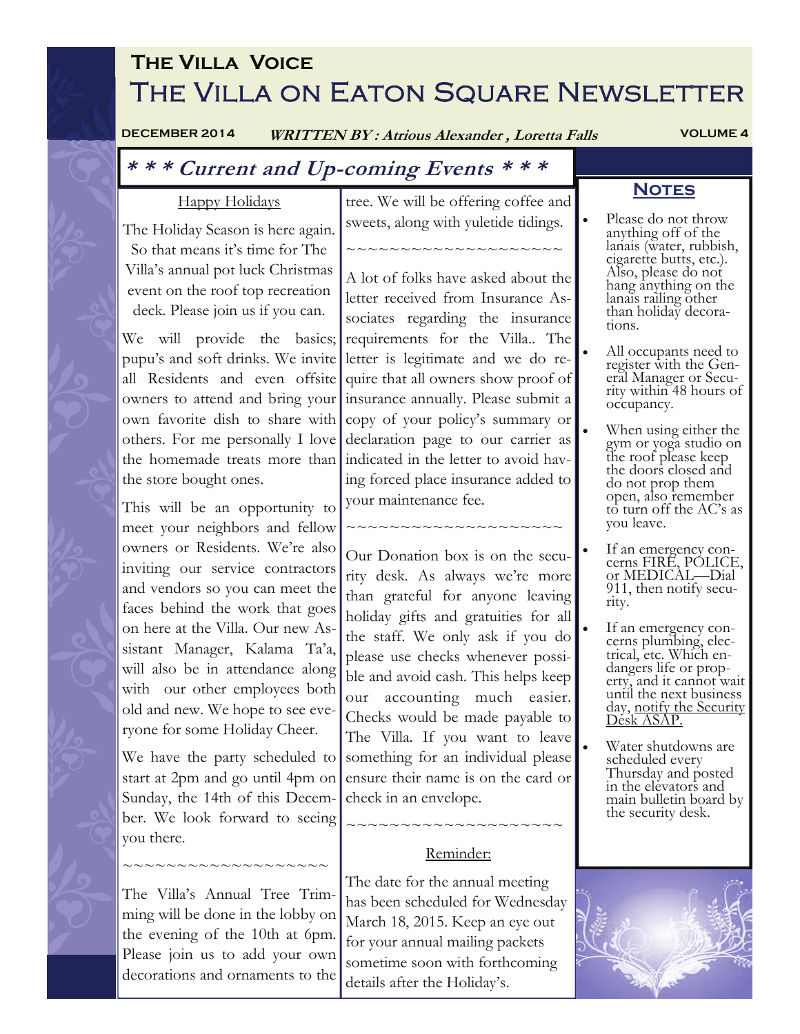# The Villa Voice

# The Villa on Eaton Square Newsletter

**DECEMBER 2014** — ***WRITTEN BY : Atrious Alexander , Loretta Falls*** — **VOLUME 4**

## *\* \* \* Current and Up-coming Events \* \* \**

Happy Holidays

The Holiday Season is here again. So that means it's time for The Villa's annual pot luck Christmas event on the roof top recreation deck. Please join us if you can.

We will provide the basics; pupu's and soft drinks. We invite all Residents and even offsite owners to attend and bring your own favorite dish to share with others. For me personally I love the homemade treats more than the store bought ones.

This will be an opportunity to meet your neighbors and fellow owners or Residents. We're also inviting our service contractors and vendors so you can meet the faces behind the work that goes on here at the Villa. Our new Assistant Manager, Kalama Ta'a, will also be in attendance along with our other employees both old and new. We hope to see everyone for some Holiday Cheer.

We have the party scheduled to start at 2pm and go until 4pm on Sunday, the 14th of this December. We look forward to seeing you there.

~~~~~~~~~~~~~~~~~~~~

The Villa's Annual Tree Trimming will be done in the lobby on the evening of the 10th at 6pm. Please join us to add your own decorations and ornaments to the tree. We will be offering coffee and sweets, along with yuletide tidings.

~~~~~~~~~~~~~~~~~~~~

A lot of folks have asked about the letter received from Insurance Associates regarding the insurance requirements for the Villa.. The letter is legitimate and we do require that all owners show proof of insurance annually. Please submit a copy of your policy's summary or declaration page to our carrier as indicated in the letter to avoid having forced place insurance added to your maintenance fee.

~~~~~~~~~~~~~~~~~~~~

Our Donation box is on the security desk. As always we're more than grateful for anyone leaving holiday gifts and gratuities for all the staff. We only ask if you do please use checks whenever possible and avoid cash. This helps keep our accounting much easier. Checks would be made payable to The Villa. If you want to leave something for an individual please ensure their name is on the card or check in an envelope.

~~~~~~~~~~~~~~~~~~~~

Reminder:

The date for the annual meeting has been scheduled for Wednesday March 18, 2015. Keep an eye out for your annual mailing packets sometime soon with forthcoming details after the Holiday's.

## Notes

- Please do not throw anything off of the lanais (water, rubbish, cigarette butts, etc.). Also, please do not hang anything on the lanais railing other than holiday decorations.
- All occupants need to register with the General Manager or Security within 48 hours of occupancy.
- When using either the gym or yoga studio on the roof please keep the doors closed and do not prop them open, also remember to turn off the AC's as you leave.
- If an emergency concerns FIRE, POLICE, or MEDICAL—Dial 911, then notify security.
- If an emergency concerns plumbing, electrical, etc. Which endangers life or property, and it cannot wait until the next business day, notify the Security Desk ASAP.
- Water shutdowns are scheduled every Thursday and posted in the elevators and main bulletin board by the security desk.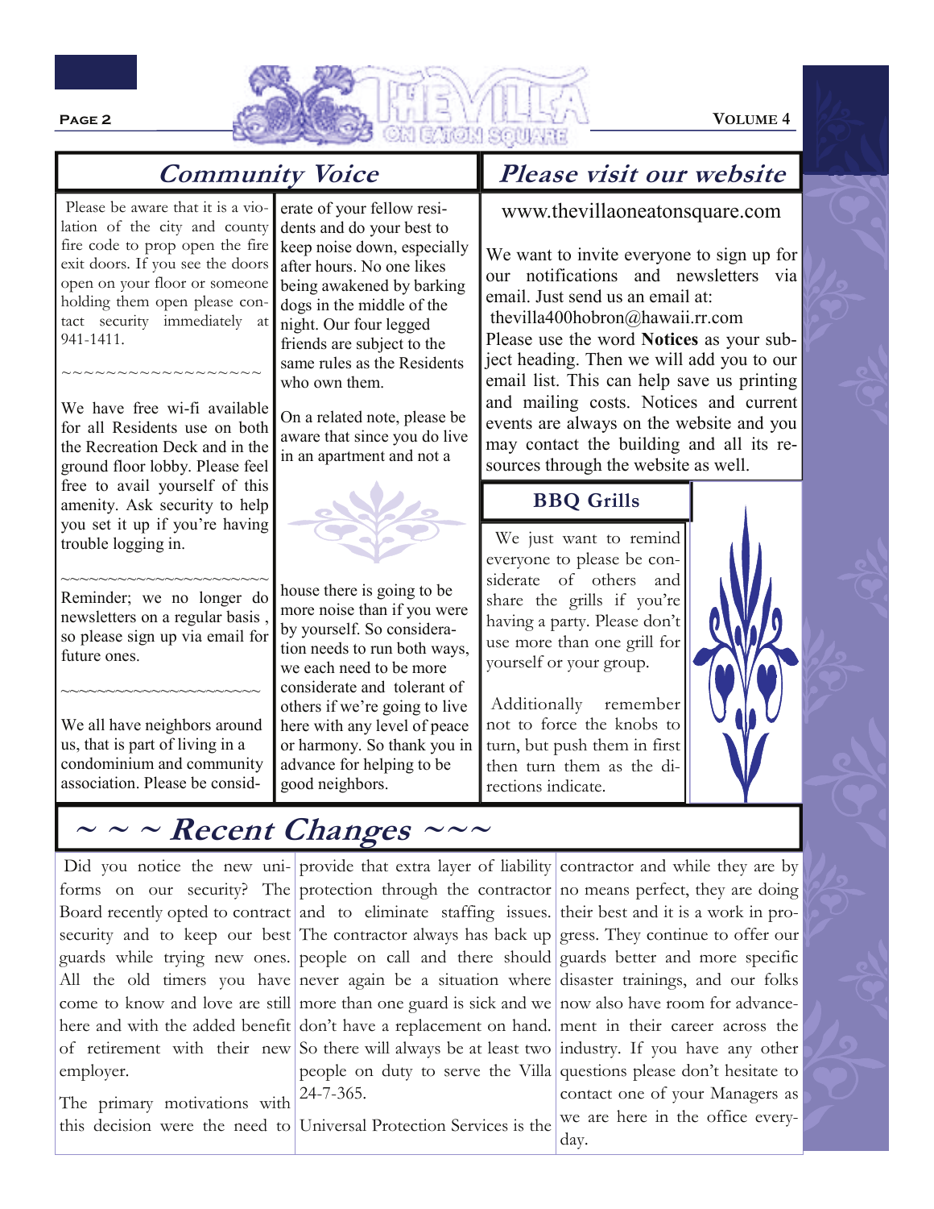## Community Voice

Please be aware that it is a violation of the city and county fire code to prop open the fire exit doors. If you see the doors open on your floor or someone holding them open please contact security immediately at 941-1411.

~~~~~~~~~~~~~~~~~~

We have free wi-fi available for all Residents use on both the Recreation Deck and in the ground floor lobby. Please feel free to avail yourself of this amenity. Ask security to help you set it up if you're having trouble logging in.

~~~~~~~~~~~~~~~~~~~~~

Reminder; we no longer do newsletters on a regular basis , so please sign up via email for future ones.

~~~~~~~~~~~~~~~~~~~~~

We all have neighbors around us, that is part of living in a condominium and community association. Please be considerate of your fellow residents and do your best to keep noise down, especially after hours. No one likes being awakened by barking dogs in the middle of the night. Our four legged friends are subject to the same rules as the Residents who own them.

On a related note, please be aware that since you do live in an apartment and not a house there is going to be more noise than if you were by yourself. So consideration needs to run both ways, we each need to be more considerate and tolerant of others if we're going to live here with any level of peace or harmony. So thank you in advance for helping to be good neighbors.

## Please visit our website

www.thevillaoneatonsquare.com

We want to invite everyone to sign up for our notifications and newsletters via email. Just send us an email at:
thevilla400hobron@hawaii.rr.com
Please use the word **Notices** as your subject heading. Then we will add you to our email list. This can help save us printing and mailing costs. Notices and current events are always on the website and you may contact the building and all its resources through the website as well.

## BBQ Grills

We just want to remind everyone to please be considerate of others and share the grills if you're having a party. Please don't use more than one grill for yourself or your group.

Additionally remember not to force the knobs to turn, but push them in first then turn them as the directions indicate.

## ~ ~ ~ Recent Changes ~~~

Did you notice the new uniforms on our security? The Board recently opted to contract security and to keep our best guards while trying new ones. All the old timers you have come to know and love are still here and with the added benefit of retirement with their new employer.

The primary motivations with this decision were the need to provide that extra layer of liability protection through the contractor and to eliminate staffing issues. The contractor always has back up people on call and there should never again be a situation where more than one guard is sick and we don't have a replacement on hand. So there will always be at least two people on duty to serve the Villa 24-7-365.

Universal Protection Services is the contractor and while they are by no means perfect, they are doing their best and it is a work in progress. They continue to offer our guards better and more specific disaster trainings, and our folks now also have room for advancement in their career across the industry. If you have any other questions please don't hesitate to contact one of your Managers as we are here in the office everyday.